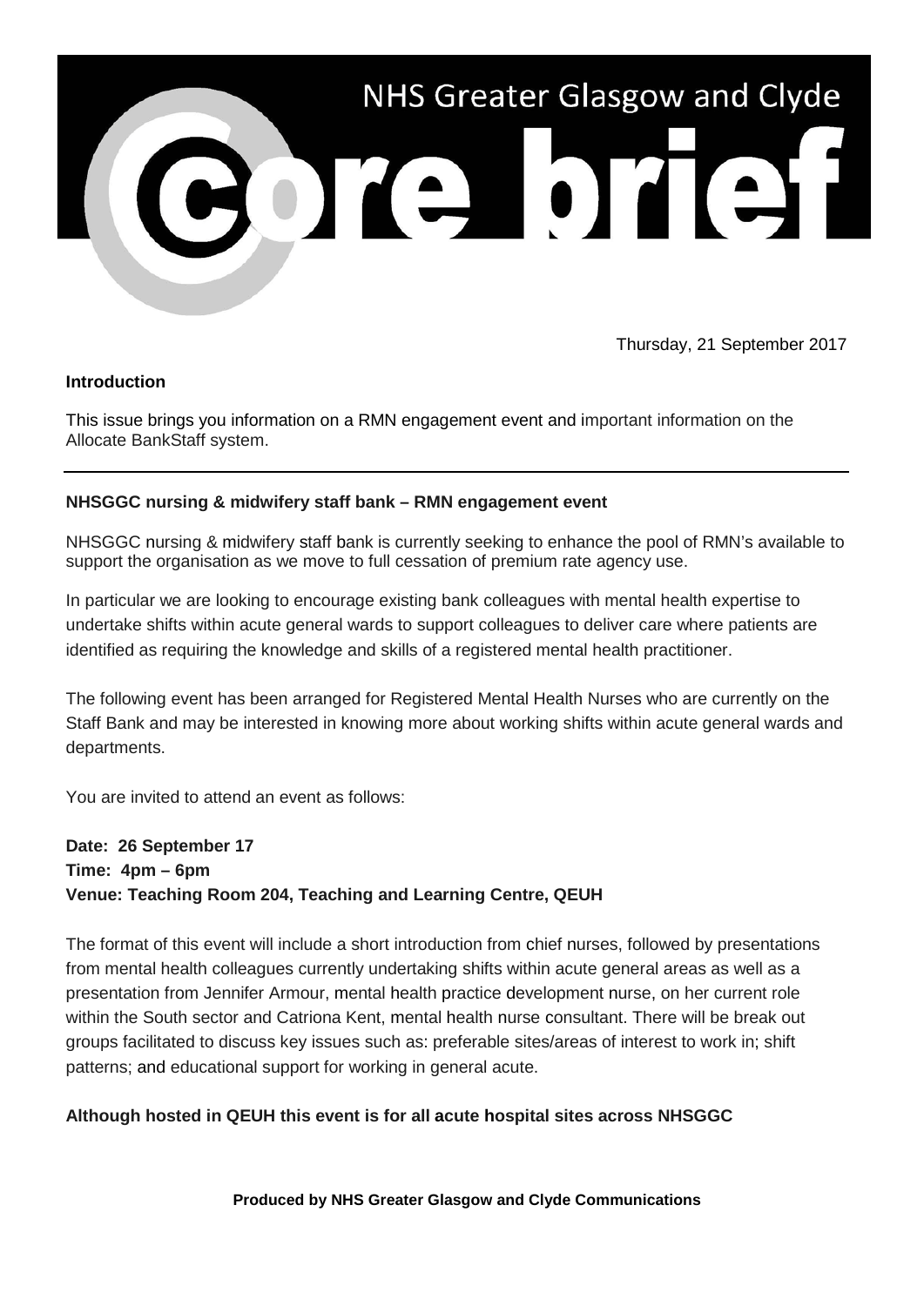# NHS Greater Glasgow and Clyde

# core brief

Thursday, 21 September 2017

**Introduction**

This issue brings you information on a RMN engagement event and important information on the Allocate BankStaff system.

---

**NHSGGC nursing & midwifery staff bank – RMN engagement event**

NHSGGC nursing & midwifery staff bank is currently seeking to enhance the pool of RMN's available to support the organisation as we move to full cessation of premium rate agency use.

In particular we are looking to encourage existing bank colleagues with mental health expertise to undertake shifts within acute general wards to support colleagues to deliver care where patients are identified as requiring the knowledge and skills of a registered mental health practitioner.

The following event has been arranged for Registered Mental Health Nurses who are currently on the Staff Bank and may be interested in knowing more about working shifts within acute general wards and departments.

You are invited to attend an event as follows:

**Date: 26 September 17**
**Time: 4pm – 6pm**
**Venue: Teaching Room 204, Teaching and Learning Centre, QEUH**

The format of this event will include a short introduction from chief nurses, followed by presentations from mental health colleagues currently undertaking shifts within acute general areas as well as a presentation from Jennifer Armour, mental health practice development nurse, on her current role within the South sector and Catriona Kent, mental health nurse consultant. There will be break out groups facilitated to discuss key issues such as: preferable sites/areas of interest to work in; shift patterns; and educational support for working in general acute.

**Although hosted in QEUH this event is for all acute hospital sites across NHSGGC**

**Produced by NHS Greater Glasgow and Clyde Communications**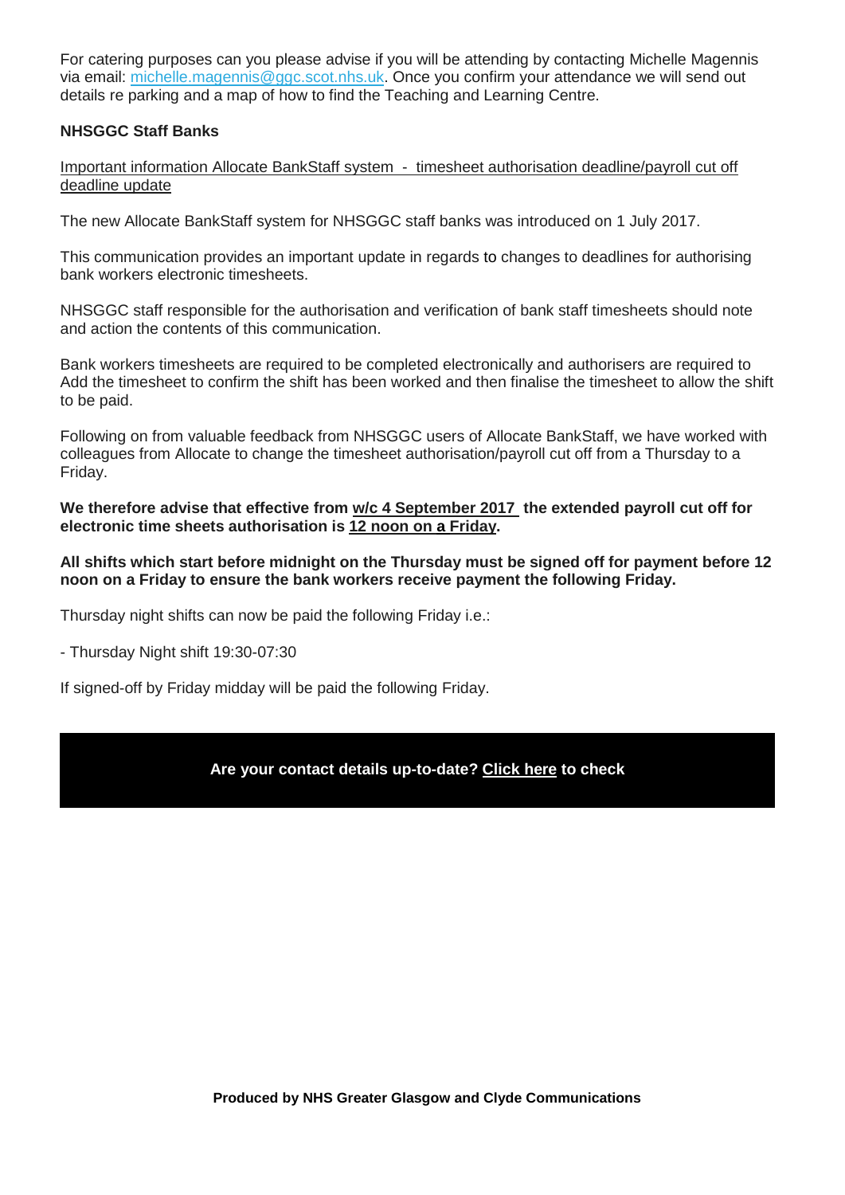For catering purposes can you please advise if you will be attending by contacting Michelle Magennis via email: michelle.magennis@ggc.scot.nhs.uk. Once you confirm your attendance we will send out details re parking and a map of how to find the Teaching and Learning Centre.

**NHSGGC Staff Banks**

Important information Allocate BankStaff system - timesheet authorisation deadline/payroll cut off deadline update

The new Allocate BankStaff system for NHSGGC staff banks was introduced on 1 July 2017.

This communication provides an important update in regards to changes to deadlines for authorising bank workers electronic timesheets.

NHSGGC staff responsible for the authorisation and verification of bank staff timesheets should note and action the contents of this communication.

Bank workers timesheets are required to be completed electronically and authorisers are required to Add the timesheet to confirm the shift has been worked and then finalise the timesheet to allow the shift to be paid.

Following on from valuable feedback from NHSGGC users of Allocate BankStaff, we have worked with colleagues from Allocate to change the timesheet authorisation/payroll cut off from a Thursday to a Friday.

**We therefore advise that effective from w/c 4 September 2017 the extended payroll cut off for electronic time sheets authorisation is 12 noon on a Friday.**

**All shifts which start before midnight on the Thursday must be signed off for payment before 12 noon on a Friday to ensure the bank workers receive payment the following Friday.**

Thursday night shifts can now be paid the following Friday i.e.:

- Thursday Night shift 19:30-07:30

If signed-off by Friday midday will be paid the following Friday.

**Are your contact details up-to-date? Click here to check**

**Produced by NHS Greater Glasgow and Clyde Communications**